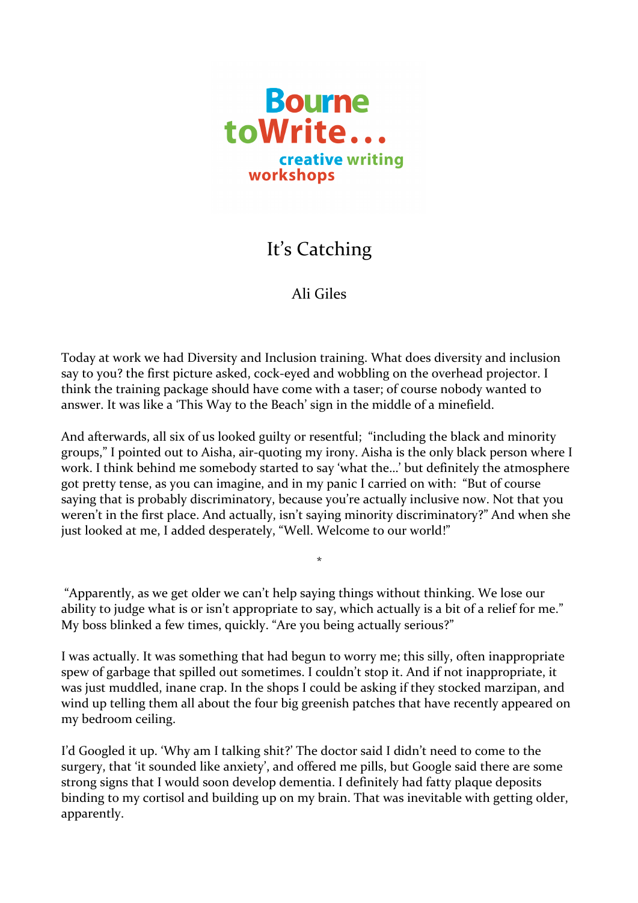Bourne
toWrite…
creative writing
workshops

# It's Catching

Ali Giles

Today at work we had Diversity and Inclusion training. What does diversity and inclusion say to you? the first picture asked, cock-eyed and wobbling on the overhead projector. I think the training package should have come with a taser; of course nobody wanted to answer. It was like a 'This Way to the Beach' sign in the middle of a minefield.

And afterwards, all six of us looked guilty or resentful; "including the black and minority groups," I pointed out to Aisha, air-quoting my irony. Aisha is the only black person where I work. I think behind me somebody started to say 'what the…' but definitely the atmosphere got pretty tense, as you can imagine, and in my panic I carried on with: "But of course saying that is probably discriminatory, because you're actually inclusive now. Not that you weren't in the first place. And actually, isn't saying minority discriminatory?" And when she just looked at me, I added desperately, "Well. Welcome to our world!"

*

"Apparently, as we get older we can't help saying things without thinking. We lose our ability to judge what is or isn't appropriate to say, which actually is a bit of a relief for me." My boss blinked a few times, quickly. "Are you being actually serious?"

I was actually. It was something that had begun to worry me; this silly, often inappropriate spew of garbage that spilled out sometimes. I couldn't stop it. And if not inappropriate, it was just muddled, inane crap. In the shops I could be asking if they stocked marzipan, and wind up telling them all about the four big greenish patches that have recently appeared on my bedroom ceiling.

I'd Googled it up. 'Why am I talking shit?' The doctor said I didn't need to come to the surgery, that 'it sounded like anxiety', and offered me pills, but Google said there are some strong signs that I would soon develop dementia. I definitely had fatty plaque deposits binding to my cortisol and building up on my brain. That was inevitable with getting older, apparently.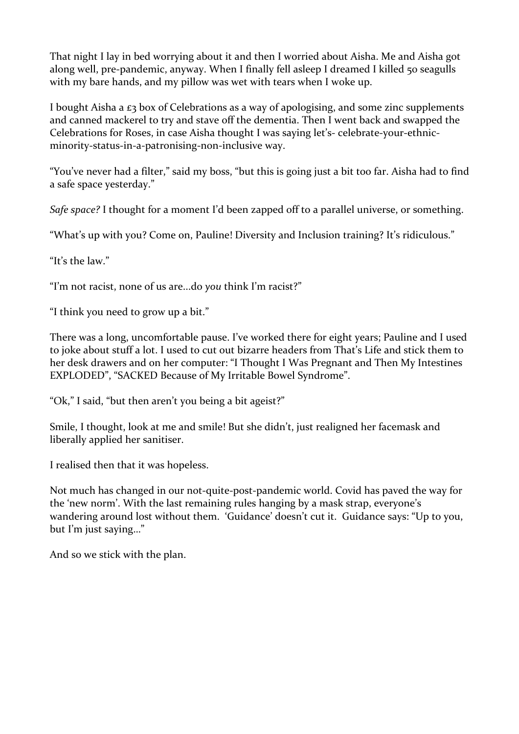That night I lay in bed worrying about it and then I worried about Aisha. Me and Aisha got along well, pre-pandemic, anyway. When I finally fell asleep I dreamed I killed 50 seagulls with my bare hands, and my pillow was wet with tears when I woke up.

I bought Aisha a £3 box of Celebrations as a way of apologising, and some zinc supplements and canned mackerel to try and stave off the dementia. Then I went back and swapped the Celebrations for Roses, in case Aisha thought I was saying let's- celebrate-your-ethnic-minority-status-in-a-patronising-non-inclusive way.

"You've never had a filter," said my boss, "but this is going just a bit too far. Aisha had to find a safe space yesterday."

*Safe space?* I thought for a moment I'd been zapped off to a parallel universe, or something.

"What's up with you? Come on, Pauline! Diversity and Inclusion training? It's ridiculous."

"It's the law."

"I'm not racist, none of us are...do *you* think I'm racist?"

"I think you need to grow up a bit."

There was a long, uncomfortable pause. I've worked there for eight years; Pauline and I used to joke about stuff a lot. I used to cut out bizarre headers from That's Life and stick them to her desk drawers and on her computer: "I Thought I Was Pregnant and Then My Intestines EXPLODED", "SACKED Because of My Irritable Bowel Syndrome".

"Ok," I said, "but then aren't you being a bit ageist?"

Smile, I thought, look at me and smile! But she didn't, just realigned her facemask and liberally applied her sanitiser.

I realised then that it was hopeless.

Not much has changed in our not-quite-post-pandemic world. Covid has paved the way for the 'new norm'. With the last remaining rules hanging by a mask strap, everyone's wandering around lost without them. 'Guidance' doesn't cut it. Guidance says: "Up to you, but I'm just saying..."

And so we stick with the plan.